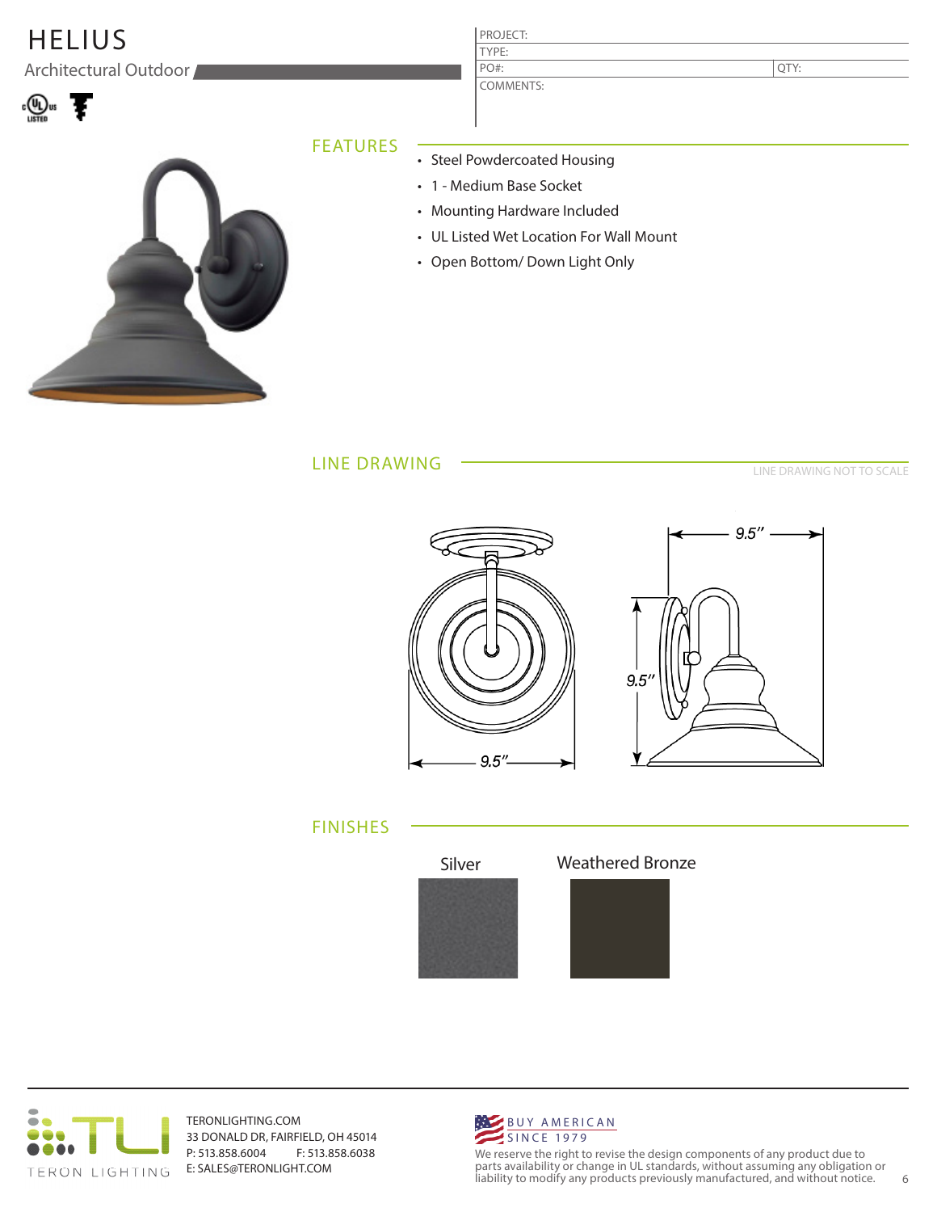# HELIUS

Architectural Outdoor

| PROJECT: | |
|---|---|
| TYPE: | |
| PO#: | QTY: |
| COMMENTS: | |

## FEATURES

- Steel Powdercoated Housing
- 1 - Medium Base Socket
- Mounting Hardware Included
- UL Listed Wet Location For Wall Mount
- Open Bottom/ Down Light Only

## LINE DRAWING

LINE DRAWING NOT TO SCALE

9.5″

9.5″

9.5″

## FINISHES

Silver

Weathered Bronze

TERON LIGHTING

TERONLIGHTING.COM
33 DONALD DR, FAIRFIELD, OH 45014
P: 513.858.6004 F: 513.858.6038
E: SALES@TERONLIGHT.COM

BUY AMERICAN
SINCE 1979

We reserve the right to revise the design components of any product due to parts availability or change in UL standards, without assuming any obligation or liability to modify any products previously manufactured, and without notice.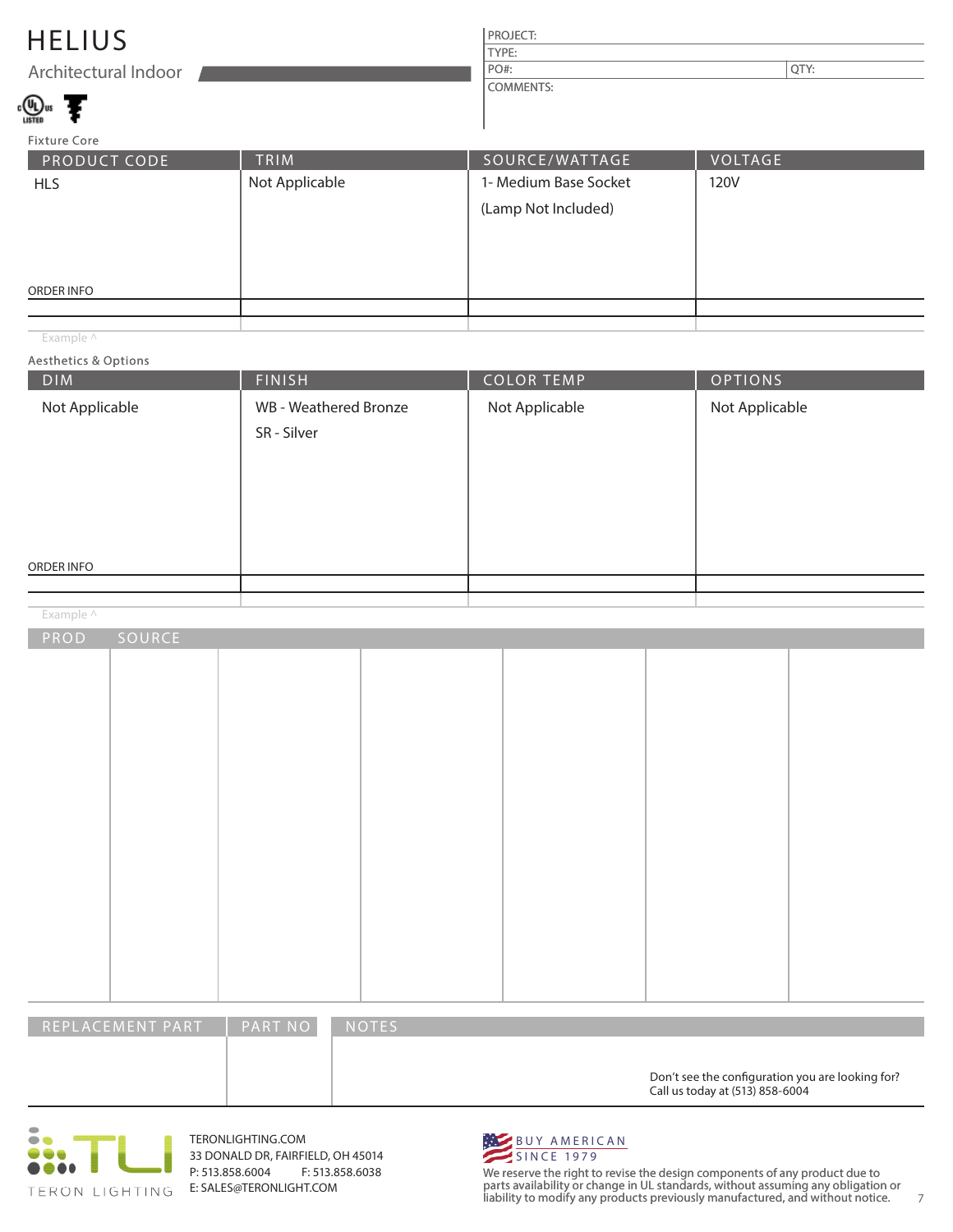# HELIUS

Architectural Indoor

| PROJECT: | |
|---|---|
| TYPE: | |
| PO#: | QTY: |
| COMMENTS: | |

Fixture Core

| PRODUCT CODE | TRIM | SOURCE/WATTAGE | VOLTAGE |
|---|---|---|---|
| HLS | Not Applicable | 1- Medium Base Socket<br>(Lamp Not Included) | 120V |
| ORDER INFO | | | |
| | | | |

Example ^

Aesthetics & Options

| DIM | FINISH | COLOR TEMP | OPTIONS |
|---|---|---|---|
| Not Applicable | WB - Weathered Bronze<br>SR - Silver | Not Applicable | Not Applicable |
| ORDER INFO | | | |
| | | | |

Example ^

| PROD | SOURCE | | | | | |
|---|---|---|---|---|---|---|
| | | | | | | |

| REPLACEMENT PART | PART NO | NOTES |
|---|---|---|
| | | |

Don't see the configuration you are looking for?
Call us today at (513) 858-6004

TERON LIGHTING

TERONLIGHTING.COM
33 DONALD DR, FAIRFIELD, OH 45014
P: 513.858.6004 F: 513.858.6038
E: SALES@TERONLIGHT.COM

BUY AMERICAN
SINCE 1979

We reserve the right to revise the design components of any product due to parts availability or change in UL standards, without assuming any obligation or liability to modify any products previously manufactured, and without notice.